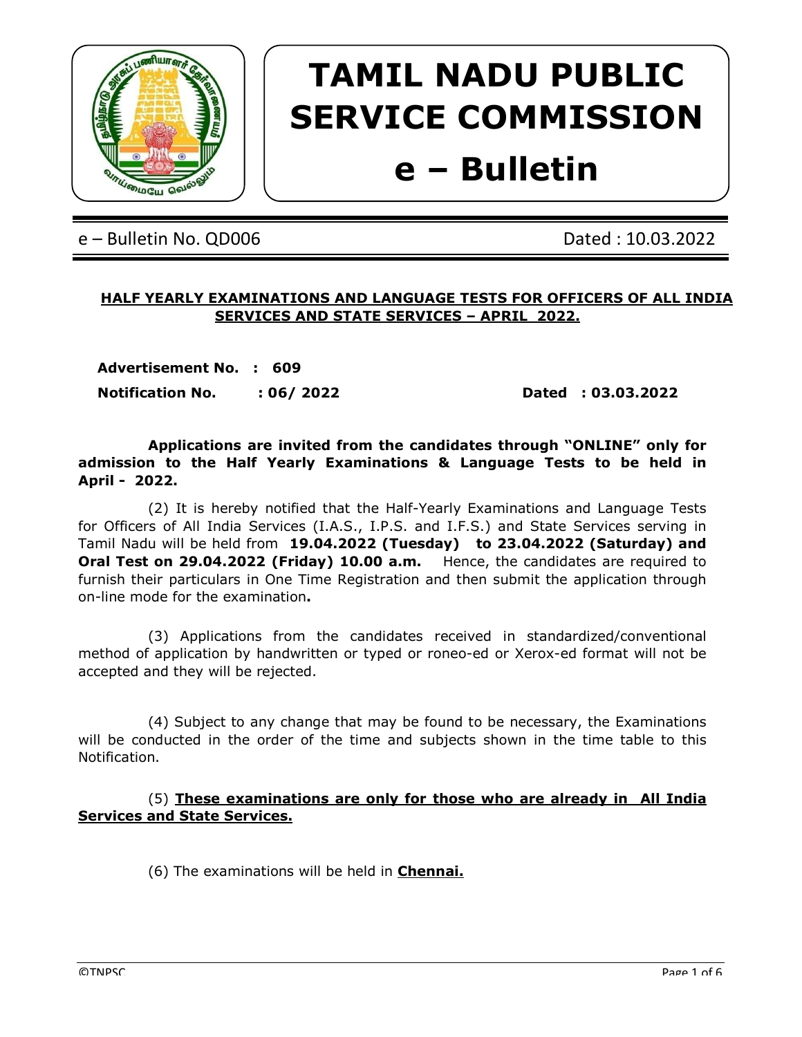# TAMIL NADU PUBLIC SERVICE COMMISSION

# e – Bulletin

e – Bulletin No. QD006 Dated : 10.03.2022

**HALF YEARLY EXAMINATIONS AND LANGUAGE TESTS FOR OFFICERS OF ALL INDIA SERVICES AND STATE SERVICES – APRIL 2022.**

**Advertisement No. : 609**

**Notification No. : 06/ 2022** **Dated : 03.03.2022**

**Applications are invited from the candidates through "ONLINE" only for admission to the Half Yearly Examinations & Language Tests to be held in April - 2022.**

(2) It is hereby notified that the Half-Yearly Examinations and Language Tests for Officers of All India Services (I.A.S., I.P.S. and I.F.S.) and State Services serving in Tamil Nadu will be held from **19.04.2022 (Tuesday) to 23.04.2022 (Saturday) and Oral Test on 29.04.2022 (Friday) 10.00 a.m.** Hence, the candidates are required to furnish their particulars in One Time Registration and then submit the application through on-line mode for the examination**.**

(3) Applications from the candidates received in standardized/conventional method of application by handwritten or typed or roneo-ed or Xerox-ed format will not be accepted and they will be rejected.

(4) Subject to any change that may be found to be necessary, the Examinations will be conducted in the order of the time and subjects shown in the time table to this Notification.

(5) **These examinations are only for those who are already in All India Services and State Services.**

(6) The examinations will be held in **Chennai.**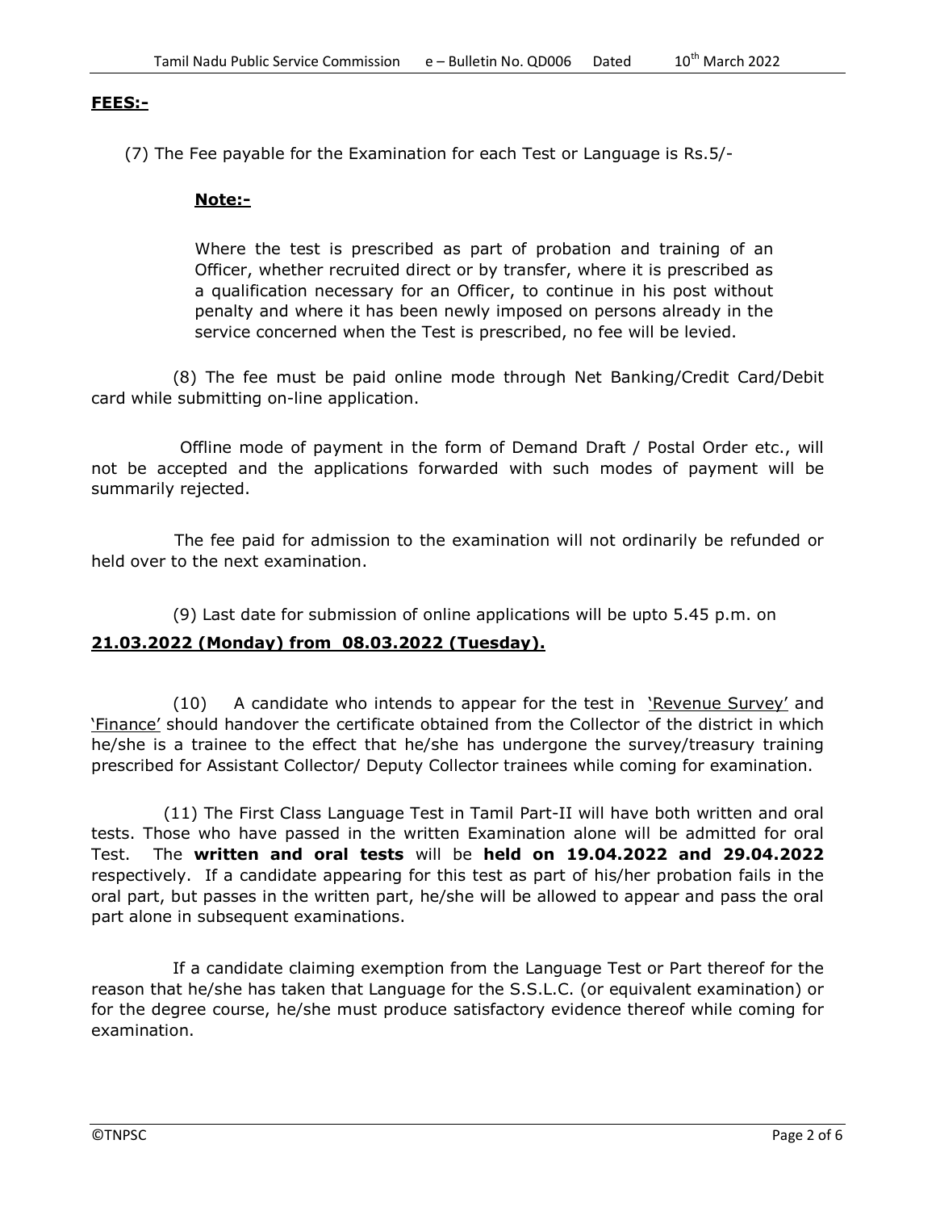**FEES:-**

(7) The Fee payable for the Examination for each Test or Language is Rs.5/-

**Note:-**

Where the test is prescribed as part of probation and training of an Officer, whether recruited direct or by transfer, where it is prescribed as a qualification necessary for an Officer, to continue in his post without penalty and where it has been newly imposed on persons already in the service concerned when the Test is prescribed, no fee will be levied.

(8) The fee must be paid online mode through Net Banking/Credit Card/Debit card while submitting on-line application.

Offline mode of payment in the form of Demand Draft / Postal Order etc., will not be accepted and the applications forwarded with such modes of payment will be summarily rejected.

The fee paid for admission to the examination will not ordinarily be refunded or held over to the next examination.

(9) Last date for submission of online applications will be upto 5.45 p.m. on **21.03.2022 (Monday) from 08.03.2022 (Tuesday).**

(10) A candidate who intends to appear for the test in 'Revenue Survey' and 'Finance' should handover the certificate obtained from the Collector of the district in which he/she is a trainee to the effect that he/she has undergone the survey/treasury training prescribed for Assistant Collector/ Deputy Collector trainees while coming for examination.

(11) The First Class Language Test in Tamil Part-II will have both written and oral tests. Those who have passed in the written Examination alone will be admitted for oral Test. The **written and oral tests** will be **held on 19.04.2022 and 29.04.2022** respectively. If a candidate appearing for this test as part of his/her probation fails in the oral part, but passes in the written part, he/she will be allowed to appear and pass the oral part alone in subsequent examinations.

If a candidate claiming exemption from the Language Test or Part thereof for the reason that he/she has taken that Language for the S.S.L.C. (or equivalent examination) or for the degree course, he/she must produce satisfactory evidence thereof while coming for examination.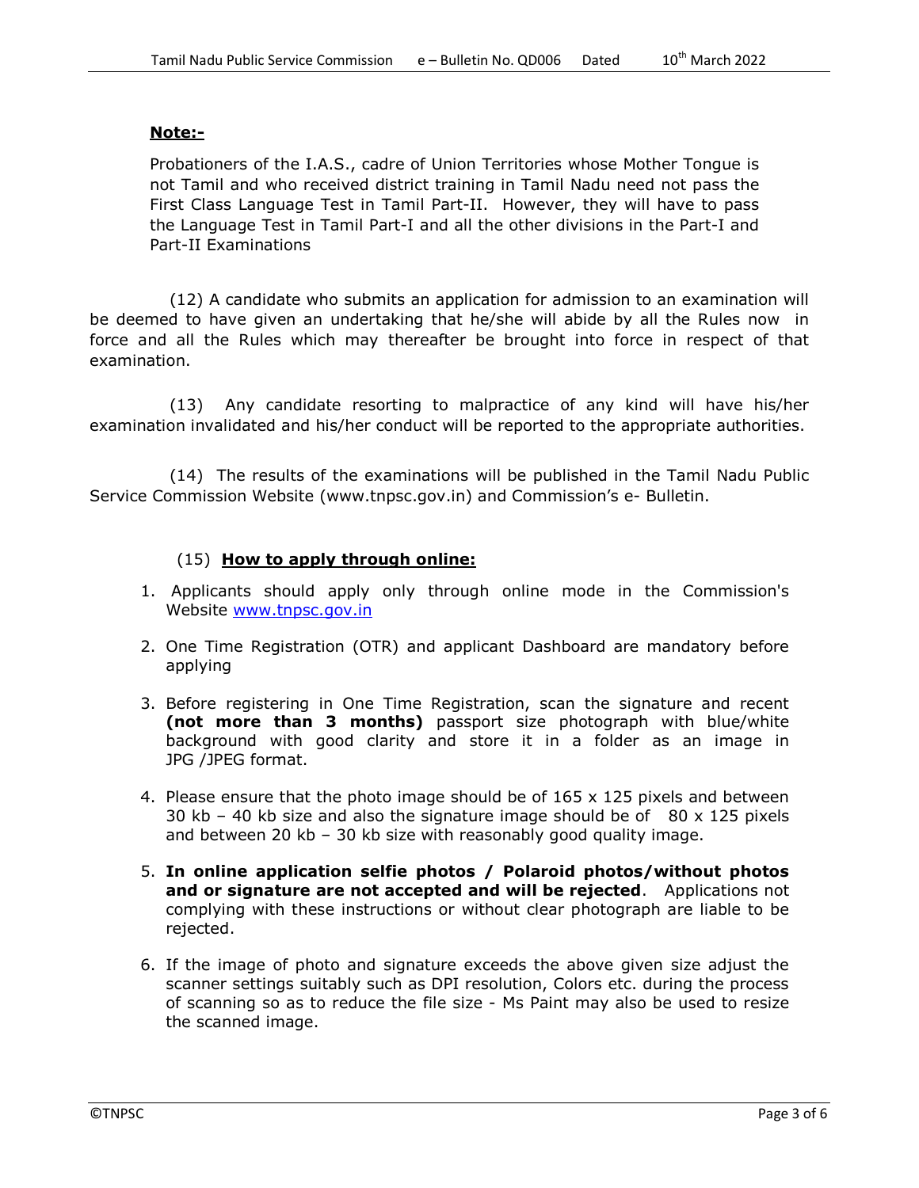**Note:-**

Probationers of the I.A.S., cadre of Union Territories whose Mother Tongue is not Tamil and who received district training in Tamil Nadu need not pass the First Class Language Test in Tamil Part-II. However, they will have to pass the Language Test in Tamil Part-I and all the other divisions in the Part-I and Part-II Examinations

(12) A candidate who submits an application for admission to an examination will be deemed to have given an undertaking that he/she will abide by all the Rules now in force and all the Rules which may thereafter be brought into force in respect of that examination.

(13) Any candidate resorting to malpractice of any kind will have his/her examination invalidated and his/her conduct will be reported to the appropriate authorities.

(14) The results of the examinations will be published in the Tamil Nadu Public Service Commission Website (www.tnpsc.gov.in) and Commission's e- Bulletin.

(15) **How to apply through online:**

1. Applicants should apply only through online mode in the Commission's Website www.tnpsc.gov.in
2. One Time Registration (OTR) and applicant Dashboard are mandatory before applying
3. Before registering in One Time Registration, scan the signature and recent **(not more than 3 months)** passport size photograph with blue/white background with good clarity and store it in a folder as an image in JPG /JPEG format.
4. Please ensure that the photo image should be of 165 x 125 pixels and between 30 kb – 40 kb size and also the signature image should be of 80 x 125 pixels and between 20 kb – 30 kb size with reasonably good quality image.
5. **In online application selfie photos / Polaroid photos/without photos and or signature are not accepted and will be rejected**. Applications not complying with these instructions or without clear photograph are liable to be rejected.
6. If the image of photo and signature exceeds the above given size adjust the scanner settings suitably such as DPI resolution, Colors etc. during the process of scanning so as to reduce the file size - Ms Paint may also be used to resize the scanned image.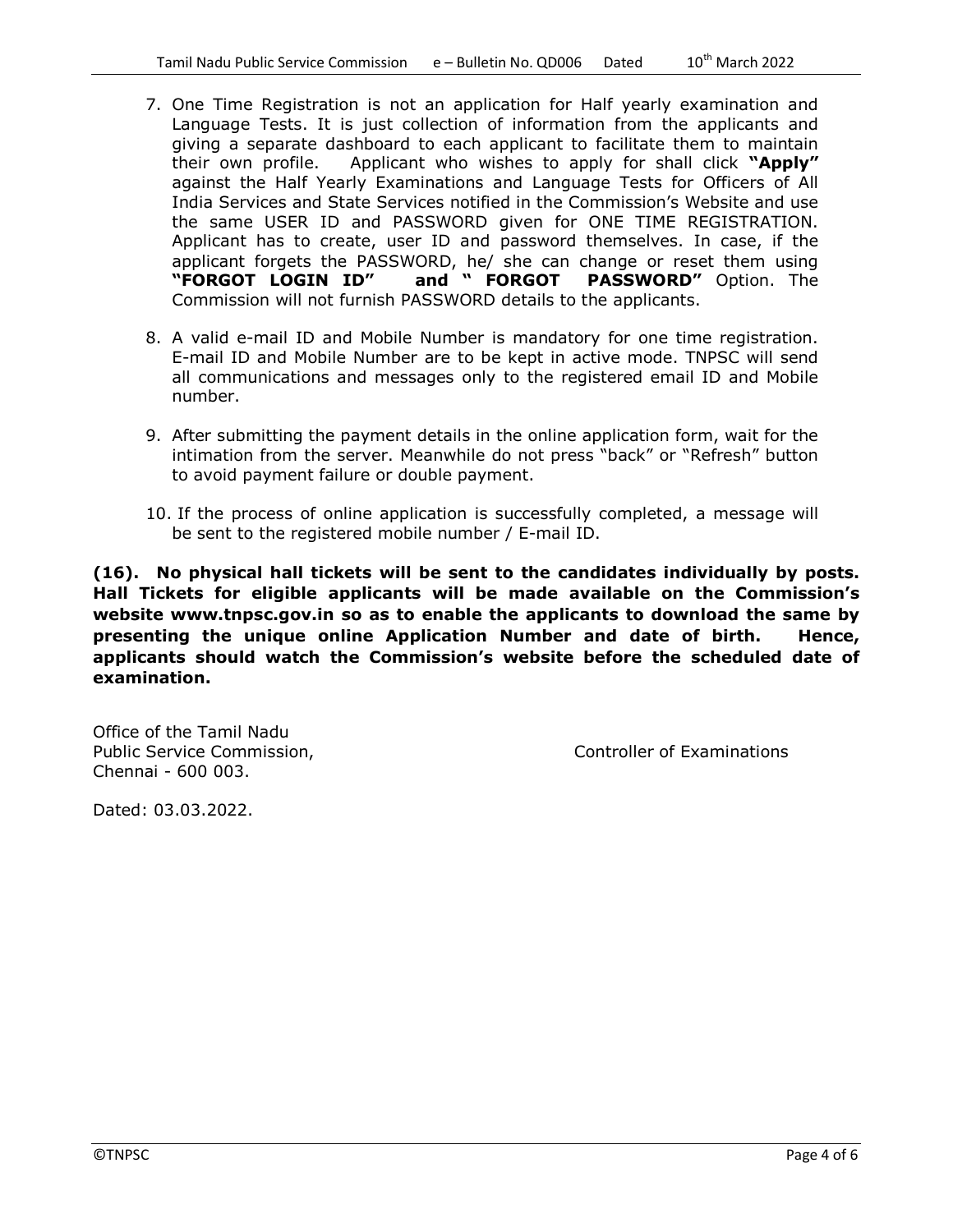7. One Time Registration is not an application for Half yearly examination and Language Tests. It is just collection of information from the applicants and giving a separate dashboard to each applicant to facilitate them to maintain their own profile. Applicant who wishes to apply for shall click **"Apply"** against the Half Yearly Examinations and Language Tests for Officers of All India Services and State Services notified in the Commission's Website and use the same USER ID and PASSWORD given for ONE TIME REGISTRATION. Applicant has to create, user ID and password themselves. In case, if the applicant forgets the PASSWORD, he/ she can change or reset them using **"FORGOT LOGIN ID" and " FORGOT PASSWORD"** Option. The Commission will not furnish PASSWORD details to the applicants.

8. A valid e-mail ID and Mobile Number is mandatory for one time registration. E-mail ID and Mobile Number are to be kept in active mode. TNPSC will send all communications and messages only to the registered email ID and Mobile number.

9. After submitting the payment details in the online application form, wait for the intimation from the server. Meanwhile do not press "back" or "Refresh" button to avoid payment failure or double payment.

10. If the process of online application is successfully completed, a message will be sent to the registered mobile number / E-mail ID.

**(16). No physical hall tickets will be sent to the candidates individually by posts. Hall Tickets for eligible applicants will be made available on the Commission's website www.tnpsc.gov.in so as to enable the applicants to download the same by presenting the unique online Application Number and date of birth. Hence, applicants should watch the Commission's website before the scheduled date of examination.**

Office of the Tamil Nadu
Public Service Commission,
Chennai - 600 003.

Controller of Examinations

Dated: 03.03.2022.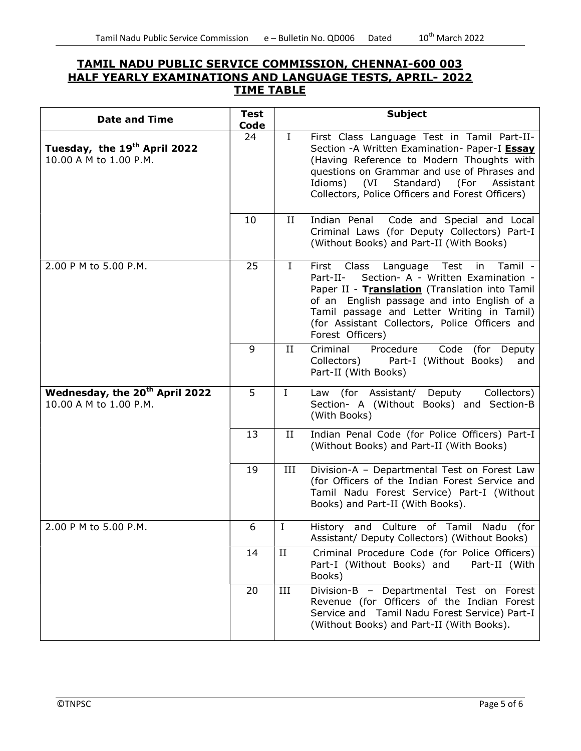## TAMIL NADU PUBLIC SERVICE COMMISSION, CHENNAI-600 003
## HALF YEARLY EXAMINATIONS AND LANGUAGE TESTS, APRIL- 2022
## TIME TABLE

| Date and Time | Test Code | | Subject |
|---|---|---|---|
| **Tuesday, the 19th April 2022** 10.00 A M to 1.00 P.M. | 24 | I | First Class Language Test in Tamil Part-II- Section -A Written Examination- Paper-I **Essay** (Having Reference to Modern Thoughts with questions on Grammar and use of Phrases and Idioms) (VI Standard) (For Assistant Collectors, Police Officers and Forest Officers) |
| | 10 | II | Indian Penal Code and Special and Local Criminal Laws (for Deputy Collectors) Part-I (Without Books) and Part-II (With Books) |
| 2.00 P M to 5.00 P.M. | 25 | I | First Class Language Test in Tamil - Part-II- Section- A - Written Examination - Paper II - **Translation** (Translation into Tamil of an English passage and into English of a Tamil passage and Letter Writing in Tamil) (for Assistant Collectors, Police Officers and Forest Officers) |
| | 9 | II | Criminal Procedure Code (for Deputy Collectors) Part-I (Without Books) and Part-II (With Books) |
| **Wednesday, the 20th April 2022** 10.00 A M to 1.00 P.M. | 5 | I | Law (for Assistant/ Deputy Collectors) Section- A (Without Books) and Section-B (With Books) |
| | 13 | II | Indian Penal Code (for Police Officers) Part-I (Without Books) and Part-II (With Books) |
| | 19 | III | Division-A – Departmental Test on Forest Law (for Officers of the Indian Forest Service and Tamil Nadu Forest Service) Part-I (Without Books) and Part-II (With Books). |
| 2.00 P M to 5.00 P.M. | 6 | I | History and Culture of Tamil Nadu (for Assistant/ Deputy Collectors) (Without Books) |
| | 14 | II | Criminal Procedure Code (for Police Officers) Part-I (Without Books) and Part-II (With Books) |
| | 20 | III | Division-B – Departmental Test on Forest Revenue (for Officers of the Indian Forest Service and Tamil Nadu Forest Service) Part-I (Without Books) and Part-II (With Books). |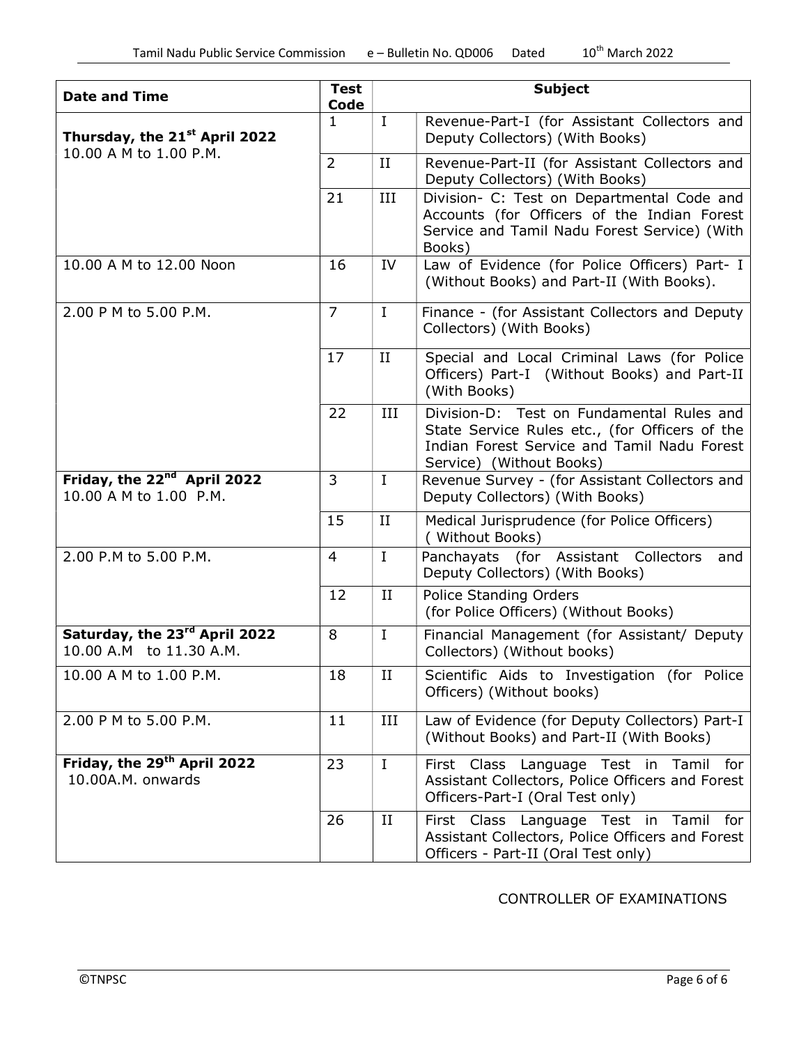| Date and Time | Test Code | | Subject |
|---|---|---|---|
| **Thursday, the 21st April 2022** 10.00 A M to 1.00 P.M. | 1 | I | Revenue-Part-I (for Assistant Collectors and Deputy Collectors) (With Books) |
| | 2 | II | Revenue-Part-II (for Assistant Collectors and Deputy Collectors) (With Books) |
| | 21 | III | Division- C: Test on Departmental Code and Accounts (for Officers of the Indian Forest Service and Tamil Nadu Forest Service) (With Books) |
| 10.00 A M to 12.00 Noon | 16 | IV | Law of Evidence (for Police Officers) Part- I (Without Books) and Part-II (With Books). |
| 2.00 P M to 5.00 P.M. | 7 | I | Finance - (for Assistant Collectors and Deputy Collectors) (With Books) |
| | 17 | II | Special and Local Criminal Laws (for Police Officers) Part-I (Without Books) and Part-II (With Books) |
| | 22 | III | Division-D: Test on Fundamental Rules and State Service Rules etc., (for Officers of the Indian Forest Service and Tamil Nadu Forest Service) (Without Books) |
| **Friday, the 22nd April 2022** 10.00 A M to 1.00 P.M. | 3 | I | Revenue Survey - (for Assistant Collectors and Deputy Collectors) (With Books) |
| | 15 | II | Medical Jurisprudence (for Police Officers) ( Without Books) |
| 2.00 P.M to 5.00 P.M. | 4 | I | Panchayats (for Assistant Collectors and Deputy Collectors) (With Books) |
| | 12 | II | Police Standing Orders (for Police Officers) (Without Books) |
| **Saturday, the 23rd April 2022** 10.00 A.M to 11.30 A.M. | 8 | I | Financial Management (for Assistant/ Deputy Collectors) (Without books) |
| 10.00 A M to 1.00 P.M. | 18 | II | Scientific Aids to Investigation (for Police Officers) (Without books) |
| 2.00 P M to 5.00 P.M. | 11 | III | Law of Evidence (for Deputy Collectors) Part-I (Without Books) and Part-II (With Books) |
| **Friday, the 29th April 2022** 10.00A.M. onwards | 23 | I | First Class Language Test in Tamil for Assistant Collectors, Police Officers and Forest Officers-Part-I (Oral Test only) |
| | 26 | II | First Class Language Test in Tamil for Assistant Collectors, Police Officers and Forest Officers - Part-II (Oral Test only) |

CONTROLLER OF EXAMINATIONS